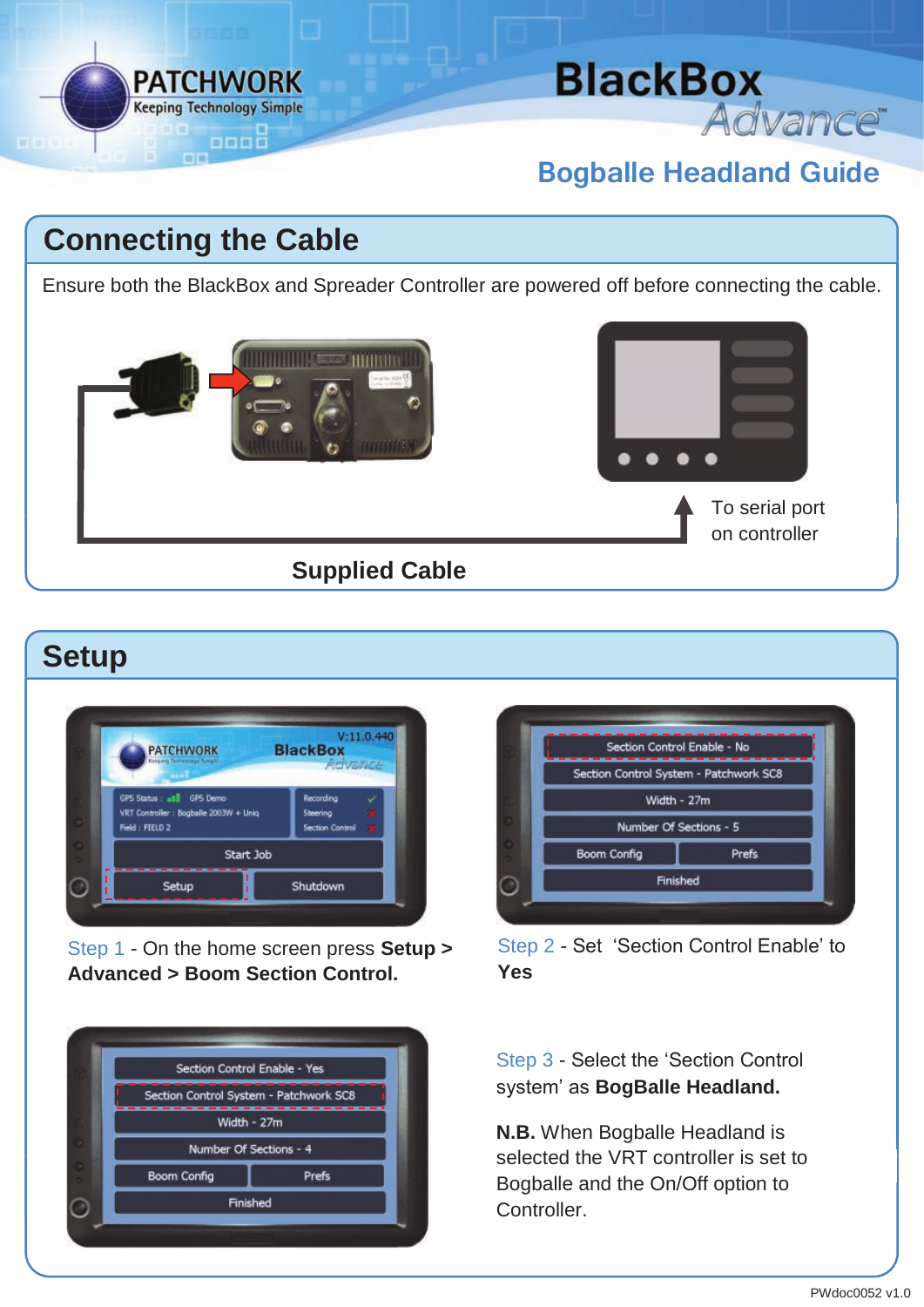# BlackBox Advance

## Bogballe Headland Guide

## Connecting the Cable

Ensure both the BlackBox and Spreader Controller are powered off before connecting the cable.

To serial port on controller

**Supplied Cable**

## Setup

Step 1 - On the home screen press **Setup > Advanced > Boom Section Control.**

Step 2 - Set 'Section Control Enable' to **Yes**

Step 3 - Select the 'Section Control system' as **BogBalle Headland.**

**N.B.** When Bogballe Headland is selected the VRT controller is set to Bogballe and the On/Off option to Controller.

PWdoc0052 v1.0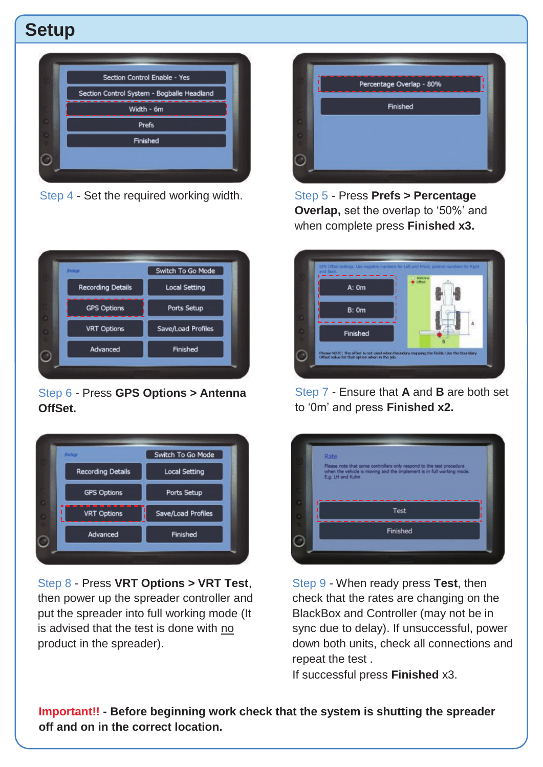# Setup

Step 4 - Set the required working width.

Step 5 - Press **Prefs > Percentage Overlap,** set the overlap to '50%' and when complete press **Finished x3.**

Step 6 - Press **GPS Options > Antenna OffSet.**

Step 7 - Ensure that **A** and **B** are both set to '0m' and press **Finished x2.**

Step 8 - Press **VRT Options > VRT Test**, then power up the spreader controller and put the spreader into full working mode (It is advised that the test is done with no product in the spreader).

Step 9 - When ready press **Test**, then check that the rates are changing on the BlackBox and Controller (may not be in sync due to delay). If unsuccessful, power down both units, check all connections and repeat the test .
If successful press **Finished** x3.

**Important!! - Before beginning work check that the system is shutting the spreader off and on in the correct location.**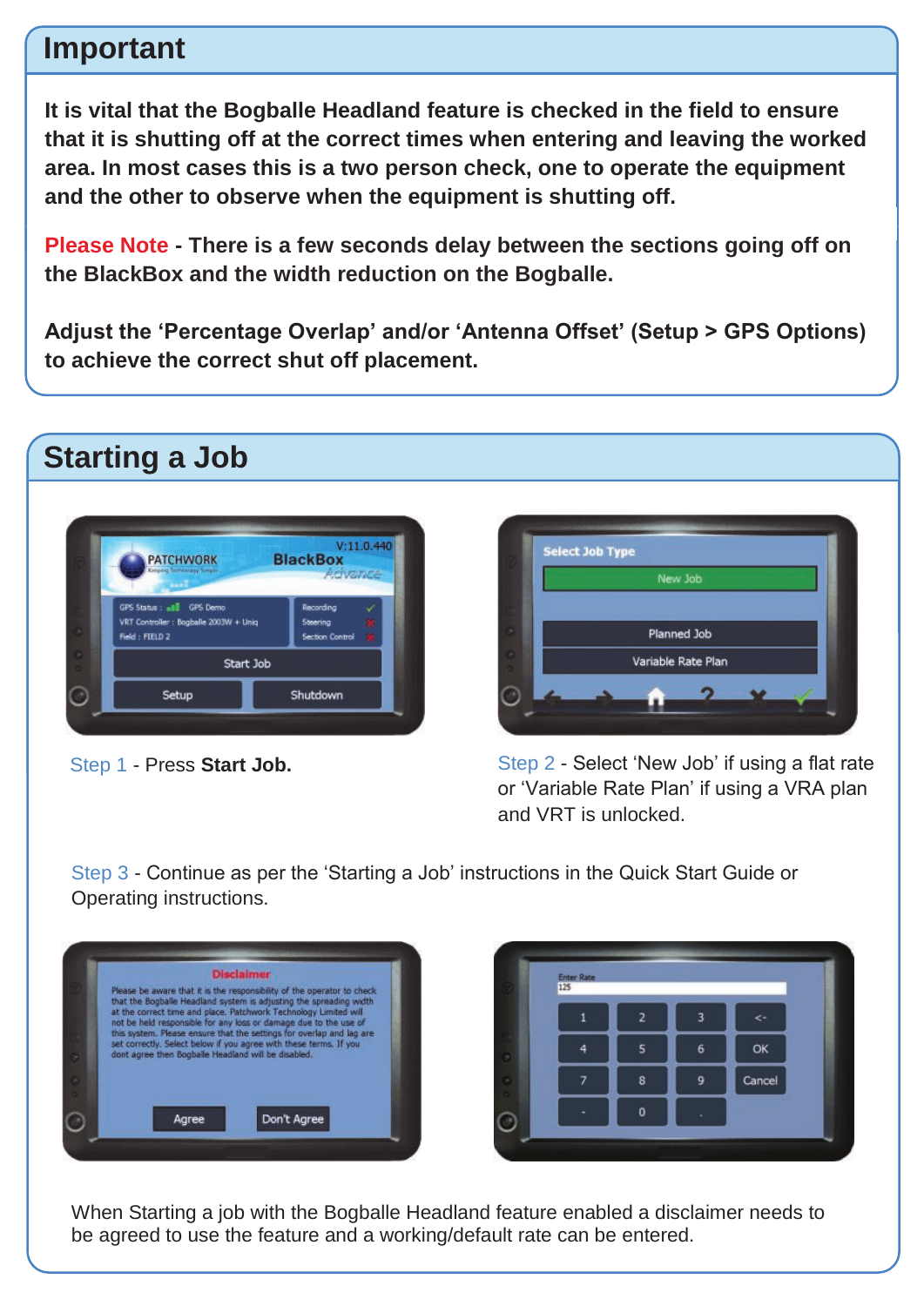## Important

**It is vital that the Bogballe Headland feature is checked in the field to ensure that it is shutting off at the correct times when entering and leaving the worked area. In most cases this is a two person check, one to operate the equipment and the other to observe when the equipment is shutting off.**

**Please Note - There is a few seconds delay between the sections going off on the BlackBox and the width reduction on the Bogballe.**

**Adjust the 'Percentage Overlap' and/or 'Antenna Offset' (Setup > GPS Options) to achieve the correct shut off placement.**

## Starting a Job

Step 1 - Press **Start Job.**

Step 2 - Select 'New Job' if using a flat rate or 'Variable Rate Plan' if using a VRA plan and VRT is unlocked.

Step 3 - Continue as per the 'Starting a Job' instructions in the Quick Start Guide or Operating instructions.

When Starting a job with the Bogballe Headland feature enabled a disclaimer needs to be agreed to use the feature and a working/default rate can be entered.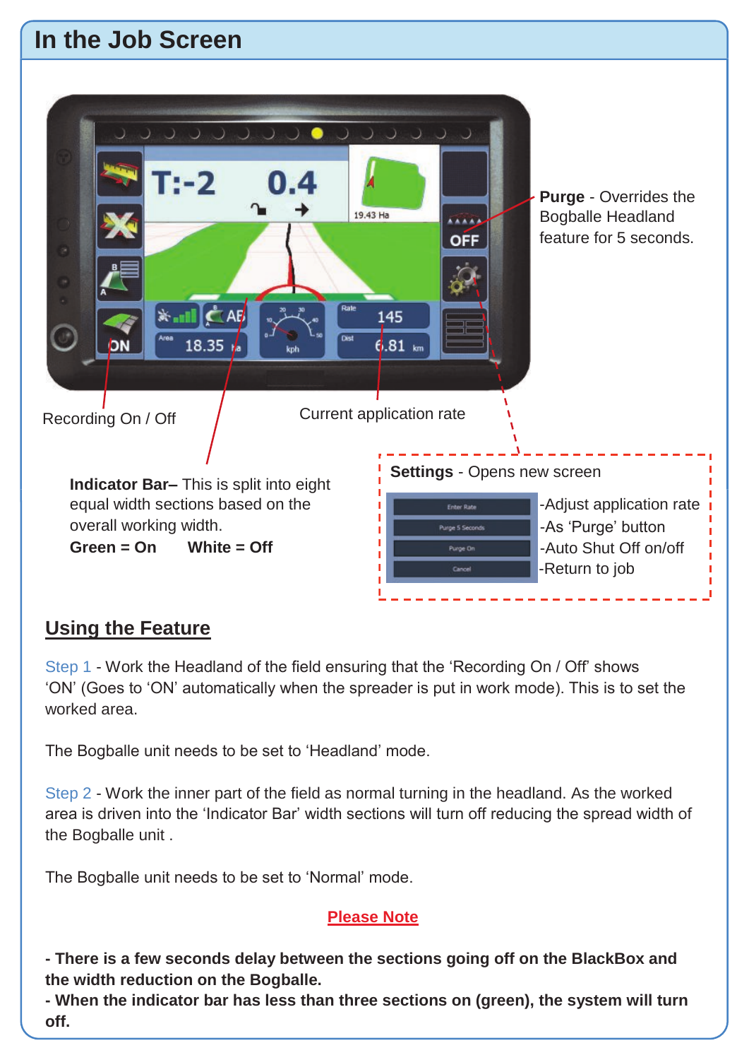## In the Job Screen

**Purpose** - Overrides the Bogballe Headland feature for 5 seconds.

Recording On / Off

Current application rate

**Indicator Bar–** This is split into eight equal width sections based on the overall working width.
**Green = On** **White = Off**

**Settings** - Opens new screen

-Adjust application rate
-As 'Purge' button
-Auto Shut Off on/off
-Return to job

## Using the Feature

Step 1 - Work the Headland of the field ensuring that the 'Recording On / Off' shows 'ON' (Goes to 'ON' automatically when the spreader is put in work mode). This is to set the worked area.

The Bogballe unit needs to be set to 'Headland' mode.

Step 2 - Work the inner part of the field as normal turning in the headland. As the worked area is driven into the 'Indicator Bar' width sections will turn off reducing the spread width of the Bogballe unit .

The Bogballe unit needs to be set to 'Normal' mode.

**Please Note**

**- There is a few seconds delay between the sections going off on the BlackBox and the width reduction on the Bogballe.**
**- When the indicator bar has less than three sections on (green), the system will turn off.**